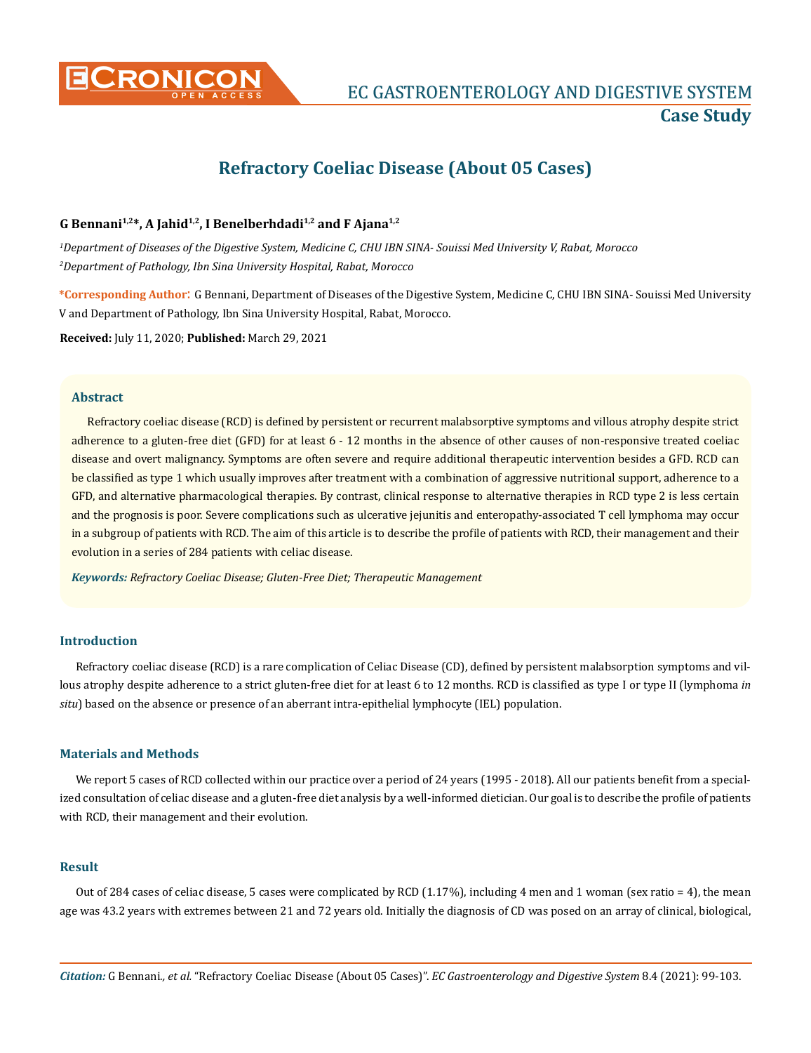# Refractory Coeliac Disease (About 05 Cases)

**G Bennani[1,2]*, A Jahid[1,2], I Benelberhdadi[1,2] and F Ajana[1,2]**

*[1]Department of Diseases of the Digestive System, Medicine C, CHU IBN SINA- Souissi Med University V, Rabat, Morocco*

*[2]Department of Pathology, Ibn Sina University Hospital, Rabat, Morocco*

**\*Corresponding Author:** G Bennani, Department of Diseases of the Digestive System, Medicine C, CHU IBN SINA- Souissi Med University V and Department of Pathology, Ibn Sina University Hospital, Rabat, Morocco.

**Received:** July 11, 2020; **Published:** March 29, 2021

## Abstract

Refractory coeliac disease (RCD) is defined by persistent or recurrent malabsorptive symptoms and villous atrophy despite strict adherence to a gluten-free diet (GFD) for at least 6 - 12 months in the absence of other causes of non-responsive treated coeliac disease and overt malignancy. Symptoms are often severe and require additional therapeutic intervention besides a GFD. RCD can be classified as type 1 which usually improves after treatment with a combination of aggressive nutritional support, adherence to a GFD, and alternative pharmacological therapies. By contrast, clinical response to alternative therapies in RCD type 2 is less certain and the prognosis is poor. Severe complications such as ulcerative jejunitis and enteropathy-associated T cell lymphoma may occur in a subgroup of patients with RCD. The aim of this article is to describe the profile of patients with RCD, their management and their evolution in a series of 284 patients with celiac disease.

***Keywords:*** *Refractory Coeliac Disease; Gluten-Free Diet; Therapeutic Management*

## Introduction

Refractory coeliac disease (RCD) is a rare complication of Celiac Disease (CD), defined by persistent malabsorption symptoms and villous atrophy despite adherence to a strict gluten-free diet for at least 6 to 12 months. RCD is classified as type I or type II (lymphoma *in situ*) based on the absence or presence of an aberrant intra-epithelial lymphocyte (IEL) population.

## Materials and Methods

We report 5 cases of RCD collected within our practice over a period of 24 years (1995 - 2018). All our patients benefit from a specialized consultation of celiac disease and a gluten-free diet analysis by a well-informed dietician. Our goal is to describe the profile of patients with RCD, their management and their evolution.

## Result

Out of 284 cases of celiac disease, 5 cases were complicated by RCD (1.17%), including 4 men and 1 woman (sex ratio = 4), the mean age was 43.2 years with extremes between 21 and 72 years old. Initially the diagnosis of CD was posed on an array of clinical, biological,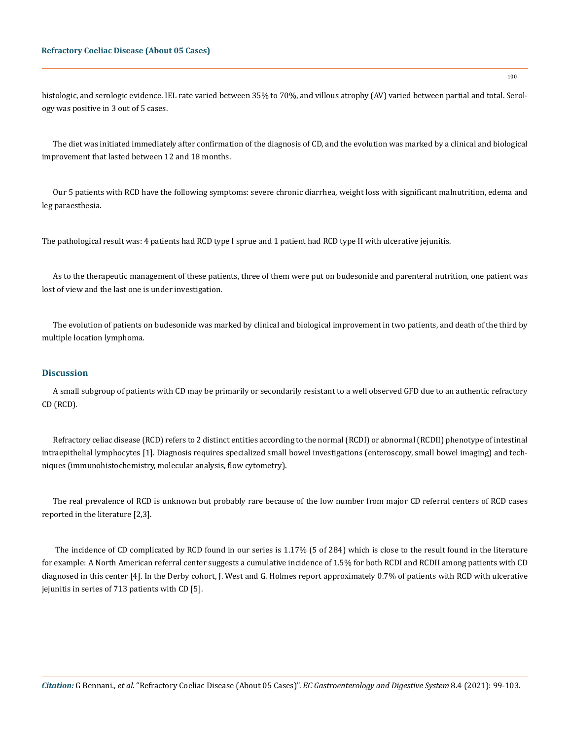histologic, and serologic evidence. IEL rate varied between 35% to 70%, and villous atrophy (AV) varied between partial and total. Serology was positive in 3 out of 5 cases.

The diet was initiated immediately after confirmation of the diagnosis of CD, and the evolution was marked by a clinical and biological improvement that lasted between 12 and 18 months.

Our 5 patients with RCD have the following symptoms: severe chronic diarrhea, weight loss with significant malnutrition, edema and leg paraesthesia.

The pathological result was: 4 patients had RCD type I sprue and 1 patient had RCD type II with ulcerative jejunitis.

As to the therapeutic management of these patients, three of them were put on budesonide and parenteral nutrition, one patient was lost of view and the last one is under investigation.

The evolution of patients on budesonide was marked by clinical and biological improvement in two patients, and death of the third by multiple location lymphoma.

## Discussion

A small subgroup of patients with CD may be primarily or secondarily resistant to a well observed GFD due to an authentic refractory CD (RCD).

Refractory celiac disease (RCD) refers to 2 distinct entities according to the normal (RCDI) or abnormal (RCDII) phenotype of intestinal intraepithelial lymphocytes [1]. Diagnosis requires specialized small bowel investigations (enteroscopy, small bowel imaging) and techniques (immunohistochemistry, molecular analysis, flow cytometry).

The real prevalence of RCD is unknown but probably rare because of the low number from major CD referral centers of RCD cases reported in the literature [2,3].

The incidence of CD complicated by RCD found in our series is 1.17% (5 of 284) which is close to the result found in the literature for example: A North American referral center suggests a cumulative incidence of 1.5% for both RCDI and RCDII among patients with CD diagnosed in this center [4]. In the Derby cohort, J. West and G. Holmes report approximately 0.7% of patients with RCD with ulcerative jejunitis in series of 713 patients with CD [5].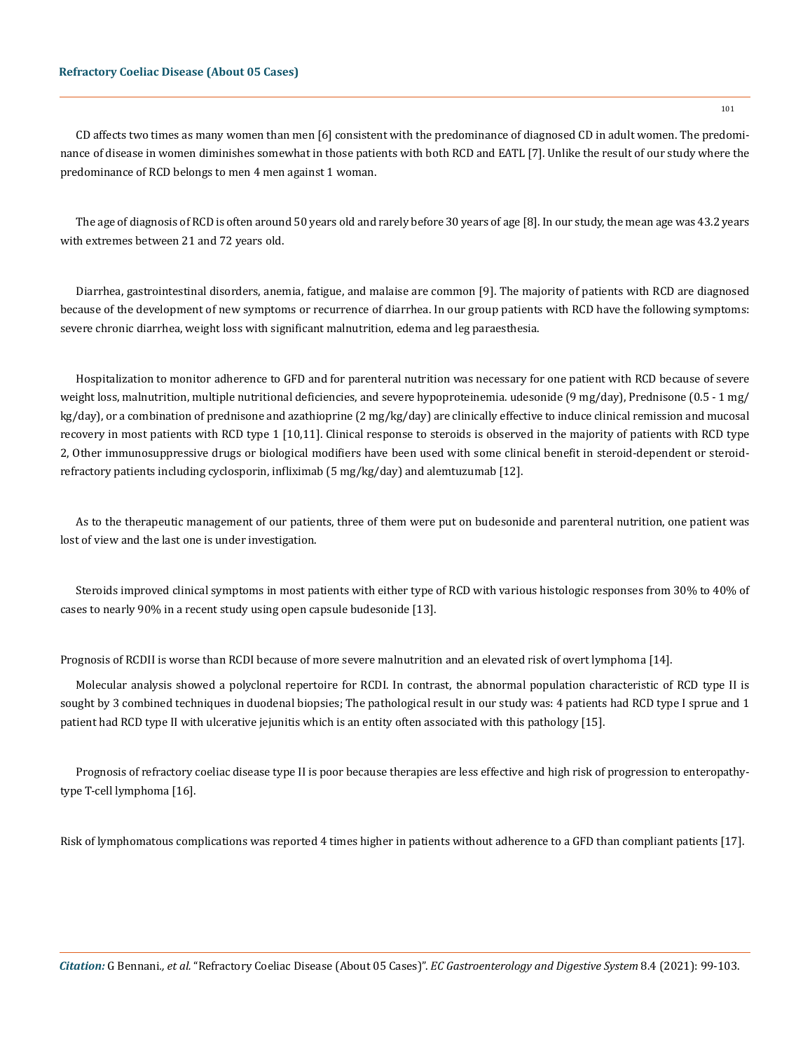CD affects two times as many women than men [6] consistent with the predominance of diagnosed CD in adult women. The predominance of disease in women diminishes somewhat in those patients with both RCD and EATL [7]. Unlike the result of our study where the predominance of RCD belongs to men 4 men against 1 woman.

The age of diagnosis of RCD is often around 50 years old and rarely before 30 years of age [8]. In our study, the mean age was 43.2 years with extremes between 21 and 72 years old.

Diarrhea, gastrointestinal disorders, anemia, fatigue, and malaise are common [9]. The majority of patients with RCD are diagnosed because of the development of new symptoms or recurrence of diarrhea. In our group patients with RCD have the following symptoms: severe chronic diarrhea, weight loss with significant malnutrition, edema and leg paraesthesia.

Hospitalization to monitor adherence to GFD and for parenteral nutrition was necessary for one patient with RCD because of severe weight loss, malnutrition, multiple nutritional deficiencies, and severe hypoproteinemia. udesonide (9 mg/day), Prednisone (0.5 - 1 mg/kg/day), or a combination of prednisone and azathioprine (2 mg/kg/day) are clinically effective to induce clinical remission and mucosal recovery in most patients with RCD type 1 [10,11]. Clinical response to steroids is observed in the majority of patients with RCD type 2, Other immunosuppressive drugs or biological modifiers have been used with some clinical benefit in steroid-dependent or steroid-refractory patients including cyclosporin, infliximab (5 mg/kg/day) and alemtuzumab [12].

As to the therapeutic management of our patients, three of them were put on budesonide and parenteral nutrition, one patient was lost of view and the last one is under investigation.

Steroids improved clinical symptoms in most patients with either type of RCD with various histologic responses from 30% to 40% of cases to nearly 90% in a recent study using open capsule budesonide [13].

Prognosis of RCDII is worse than RCDI because of more severe malnutrition and an elevated risk of overt lymphoma [14].

Molecular analysis showed a polyclonal repertoire for RCDI. In contrast, the abnormal population characteristic of RCD type II is sought by 3 combined techniques in duodenal biopsies; The pathological result in our study was: 4 patients had RCD type I sprue and 1 patient had RCD type II with ulcerative jejunitis which is an entity often associated with this pathology [15].

Prognosis of refractory coeliac disease type II is poor because therapies are less effective and high risk of progression to enteropathy-type T-cell lymphoma [16].

Risk of lymphomatous complications was reported 4 times higher in patients without adherence to a GFD than compliant patients [17].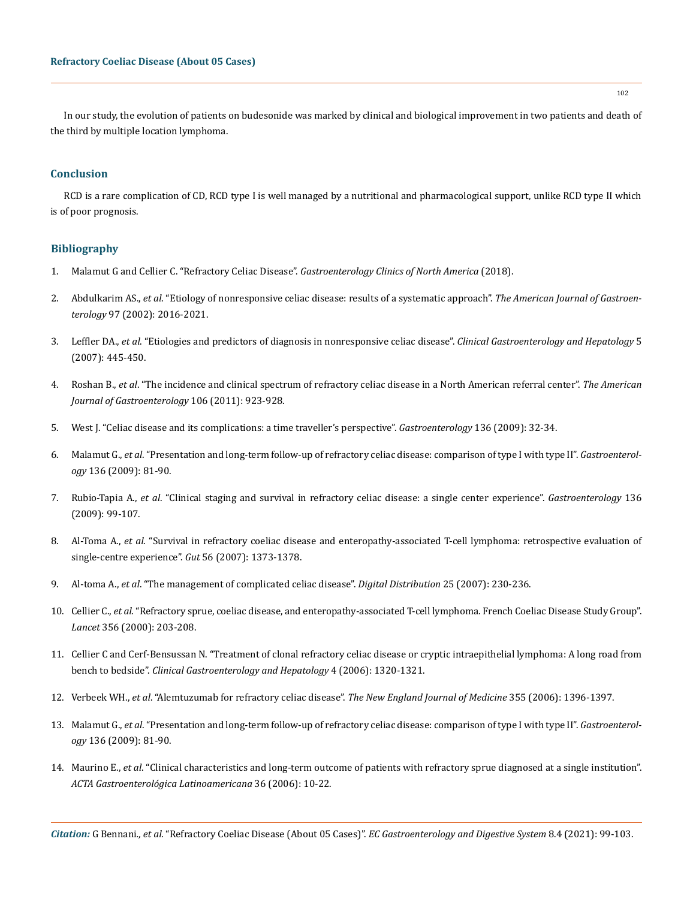In our study, the evolution of patients on budesonide was marked by clinical and biological improvement in two patients and death of the third by multiple location lymphoma.

## Conclusion

RCD is a rare complication of CD, RCD type I is well managed by a nutritional and pharmacological support, unlike RCD type II which is of poor prognosis.

## Bibliography

1. Malamut G and Cellier C. "Refractory Celiac Disease". *Gastroenterology Clinics of North America* (2018).
2. Abdulkarim AS., *et al*. "Etiology of nonresponsive celiac disease: results of a systematic approach". *The American Journal of Gastroenterology* 97 (2002): 2016-2021.
3. Leffler DA., *et al*. "Etiologies and predictors of diagnosis in nonresponsive celiac disease". *Clinical Gastroenterology and Hepatology* 5 (2007): 445-450.
4. Roshan B., *et al*. "The incidence and clinical spectrum of refractory celiac disease in a North American referral center". *The American Journal of Gastroenterology* 106 (2011): 923-928.
5. West J. "Celiac disease and its complications: a time traveller's perspective". *Gastroenterology* 136 (2009): 32-34.
6. Malamut G., *et al*. "Presentation and long-term follow-up of refractory celiac disease: comparison of type I with type II". *Gastroenterology* 136 (2009): 81-90.
7. Rubio-Tapia A., *et al*. "Clinical staging and survival in refractory celiac disease: a single center experience". *Gastroenterology* 136 (2009): 99-107.
8. Al-Toma A., *et al*. "Survival in refractory coeliac disease and enteropathy-associated T-cell lymphoma: retrospective evaluation of single-centre experience". *Gut* 56 (2007): 1373-1378.
9. Al-toma A., *et al*. "The management of complicated celiac disease". *Digital Distribution* 25 (2007): 230-236.
10. Cellier C., *et al*. "Refractory sprue, coeliac disease, and enteropathy-associated T-cell lymphoma. French Coeliac Disease Study Group". *Lancet* 356 (2000): 203-208.
11. Cellier C and Cerf-Bensussan N. "Treatment of clonal refractory celiac disease or cryptic intraepithelial lymphoma: A long road from bench to bedside". *Clinical Gastroenterology and Hepatology* 4 (2006): 1320-1321.
12. Verbeek WH., *et al*. "Alemtuzumab for refractory celiac disease". *The New England Journal of Medicine* 355 (2006): 1396-1397.
13. Malamut G., *et al*. "Presentation and long-term follow-up of refractory celiac disease: comparison of type I with type II". *Gastroenterology* 136 (2009): 81-90.
14. Maurino E., *et al*. "Clinical characteristics and long-term outcome of patients with refractory sprue diagnosed at a single institution". *ACTA Gastroenterológica Latinoamericana* 36 (2006): 10-22.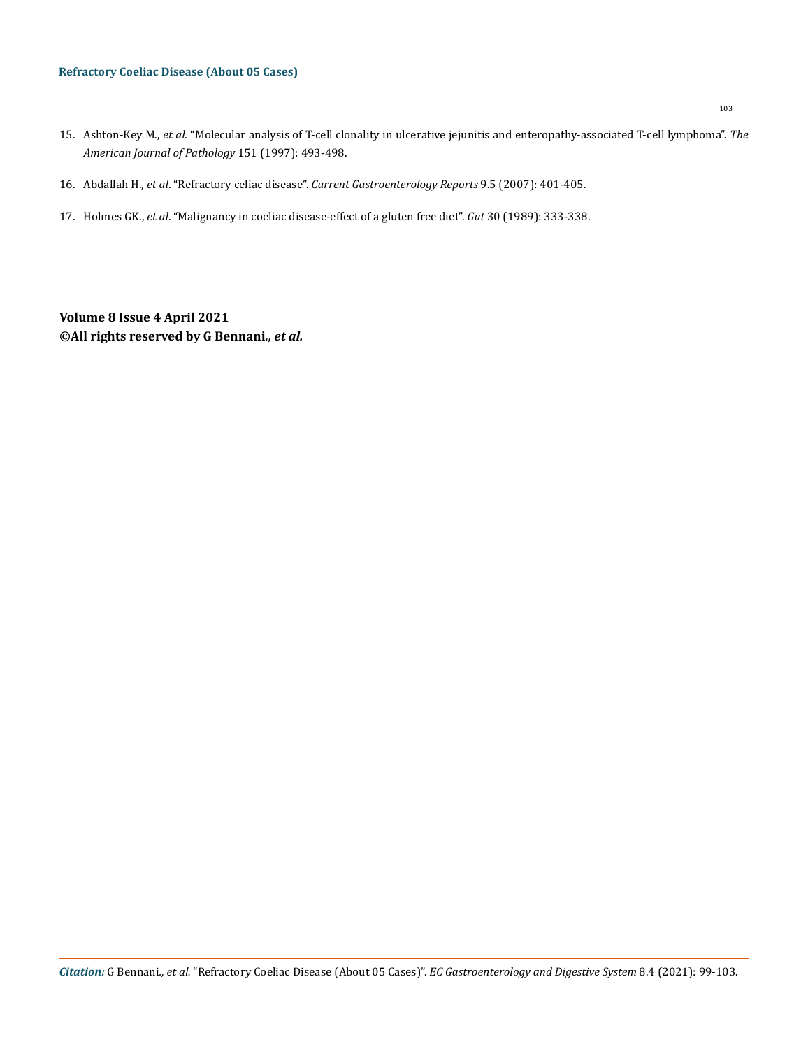15. Ashton-Key M., *et al.* "Molecular analysis of T-cell clonality in ulcerative jejunitis and enteropathy-associated T-cell lymphoma". *The American Journal of Pathology* 151 (1997): 493-498.

16. Abdallah H., *et al*. "Refractory celiac disease". *Current Gastroenterology Reports* 9.5 (2007): 401-405.

17. Holmes GK., *et al*. "Malignancy in coeliac disease-effect of a gluten free diet". *Gut* 30 (1989): 333-338.

**Volume 8 Issue 4 April 2021**
**©All rights reserved by G Bennani*., et al.***